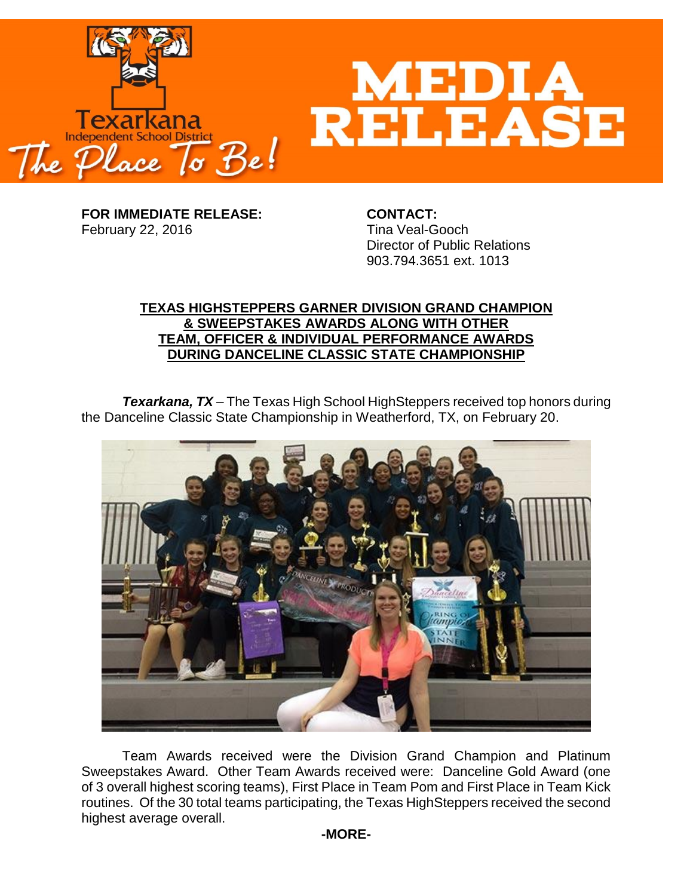# MEDIA RELEASE

**FOR IMMEDIATE RELEASE:**
February 22, 2016

**CONTACT:**
Tina Veal-Gooch
Director of Public Relations
903.794.3651 ext. 1013

**TEXAS HIGHSTEPPERS GARNER DIVISION GRAND CHAMPION & SWEEPSTAKES AWARDS ALONG WITH OTHER TEAM, OFFICER & INDIVIDUAL PERFORMANCE AWARDS DURING DANCELINE CLASSIC STATE CHAMPIONSHIP**

***Texarkana, TX*** – The Texas High School HighSteppers received top honors during the Danceline Classic State Championship in Weatherford, TX, on February 20.

Team Awards received were the Division Grand Champion and Platinum Sweepstakes Award. Other Team Awards received were: Danceline Gold Award (one of 3 overall highest scoring teams), First Place in Team Pom and First Place in Team Kick routines. Of the 30 total teams participating, the Texas HighSteppers received the second highest average overall.

**-MORE-**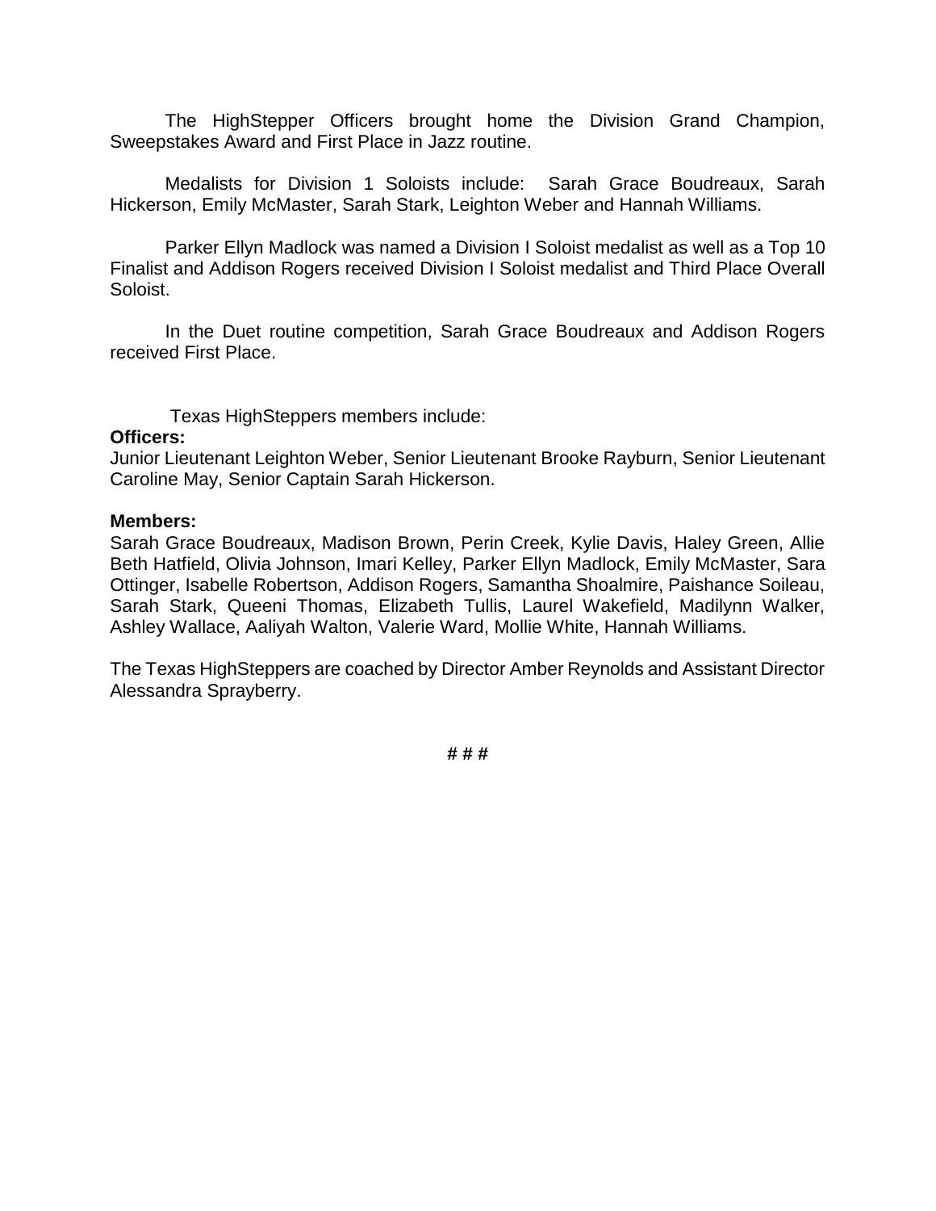The HighStepper Officers brought home the Division Grand Champion, Sweepstakes Award and First Place in Jazz routine.

Medalists for Division 1 Soloists include: Sarah Grace Boudreaux, Sarah Hickerson, Emily McMaster, Sarah Stark, Leighton Weber and Hannah Williams.

Parker Ellyn Madlock was named a Division I Soloist medalist as well as a Top 10 Finalist and Addison Rogers received Division I Soloist medalist and Third Place Overall Soloist.

In the Duet routine competition, Sarah Grace Boudreaux and Addison Rogers received First Place.

Texas HighSteppers members include:

**Officers:**

Junior Lieutenant Leighton Weber, Senior Lieutenant Brooke Rayburn, Senior Lieutenant Caroline May, Senior Captain Sarah Hickerson.

**Members:**

Sarah Grace Boudreaux, Madison Brown, Perin Creek, Kylie Davis, Haley Green, Allie Beth Hatfield, Olivia Johnson, Imari Kelley, Parker Ellyn Madlock, Emily McMaster, Sara Ottinger, Isabelle Robertson, Addison Rogers, Samantha Shoalmire, Paishance Soileau, Sarah Stark, Queeni Thomas, Elizabeth Tullis, Laurel Wakefield, Madilynn Walker, Ashley Wallace, Aaliyah Walton, Valerie Ward, Mollie White, Hannah Williams.

The Texas HighSteppers are coached by Director Amber Reynolds and Assistant Director Alessandra Sprayberry.

# # #